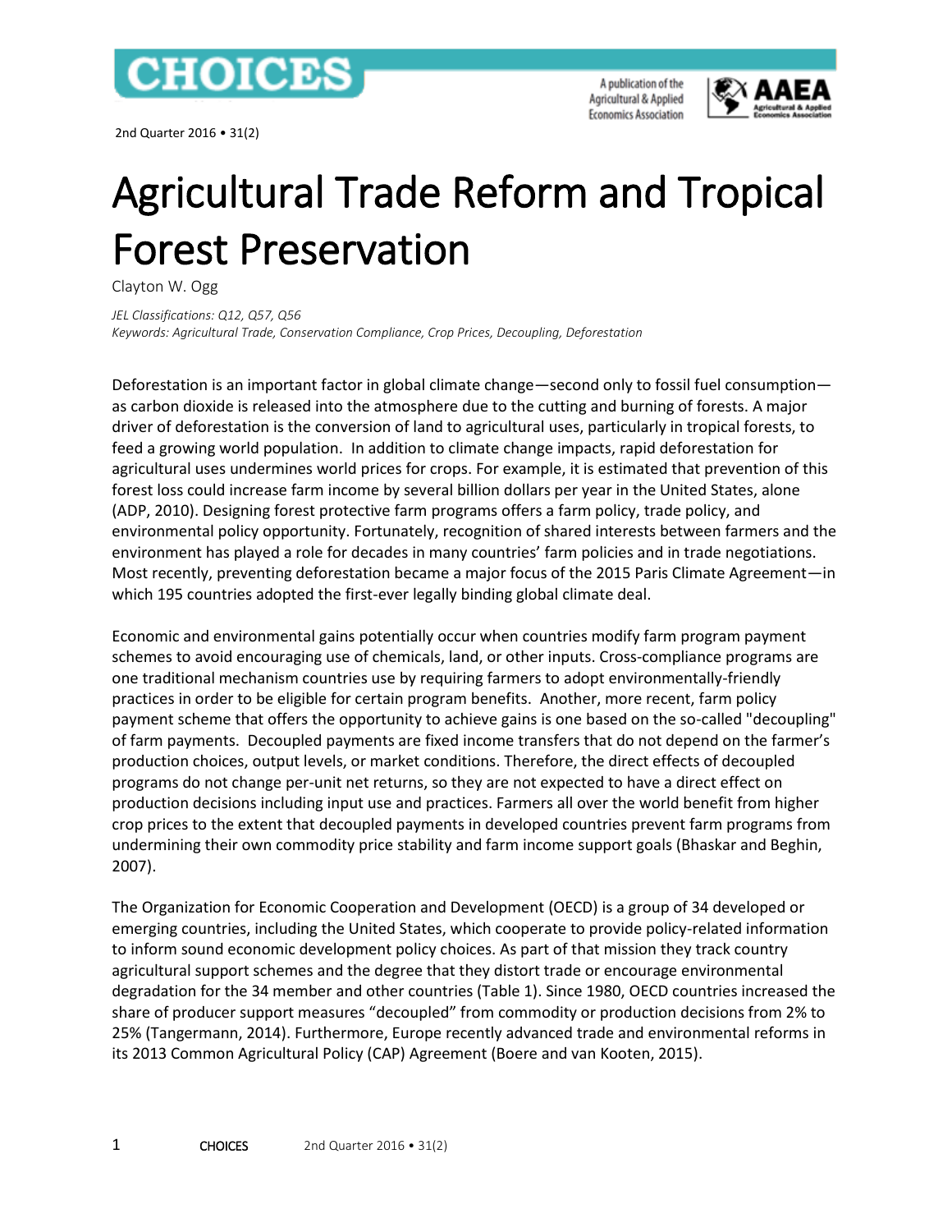# Agricultural Trade Reform and Tropical Forest Preservation

Clayton W. Ogg

*JEL Classifications: Q12, Q57, Q56*
*Keywords: Agricultural Trade, Conservation Compliance, Crop Prices, Decoupling, Deforestation*

Deforestation is an important factor in global climate change—second only to fossil fuel consumption—as carbon dioxide is released into the atmosphere due to the cutting and burning of forests. A major driver of deforestation is the conversion of land to agricultural uses, particularly in tropical forests, to feed a growing world population. In addition to climate change impacts, rapid deforestation for agricultural uses undermines world prices for crops. For example, it is estimated that prevention of this forest loss could increase farm income by several billion dollars per year in the United States, alone (ADP, 2010). Designing forest protective farm programs offers a farm policy, trade policy, and environmental policy opportunity. Fortunately, recognition of shared interests between farmers and the environment has played a role for decades in many countries' farm policies and in trade negotiations. Most recently, preventing deforestation became a major focus of the 2015 Paris Climate Agreement—in which 195 countries adopted the first-ever legally binding global climate deal.

Economic and environmental gains potentially occur when countries modify farm program payment schemes to avoid encouraging use of chemicals, land, or other inputs. Cross-compliance programs are one traditional mechanism countries use by requiring farmers to adopt environmentally-friendly practices in order to be eligible for certain program benefits. Another, more recent, farm policy payment scheme that offers the opportunity to achieve gains is one based on the so-called "decoupling" of farm payments. Decoupled payments are fixed income transfers that do not depend on the farmer's production choices, output levels, or market conditions. Therefore, the direct effects of decoupled programs do not change per-unit net returns, so they are not expected to have a direct effect on production decisions including input use and practices. Farmers all over the world benefit from higher crop prices to the extent that decoupled payments in developed countries prevent farm programs from undermining their own commodity price stability and farm income support goals (Bhaskar and Beghin, 2007).

The Organization for Economic Cooperation and Development (OECD) is a group of 34 developed or emerging countries, including the United States, which cooperate to provide policy-related information to inform sound economic development policy choices. As part of that mission they track country agricultural support schemes and the degree that they distort trade or encourage environmental degradation for the 34 member and other countries (Table 1). Since 1980, OECD countries increased the share of producer support measures "decoupled" from commodity or production decisions from 2% to 25% (Tangermann, 2014). Furthermore, Europe recently advanced trade and environmental reforms in its 2013 Common Agricultural Policy (CAP) Agreement (Boere and van Kooten, 2015).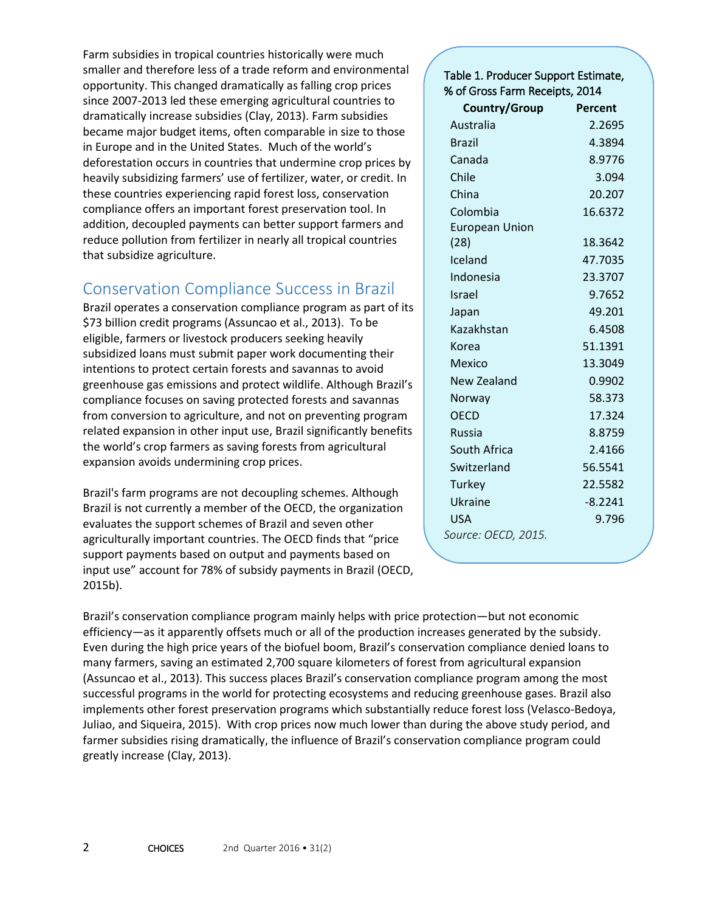Farm subsidies in tropical countries historically were much smaller and therefore less of a trade reform and environmental opportunity. This changed dramatically as falling crop prices since 2007-2013 led these emerging agricultural countries to dramatically increase subsidies (Clay, 2013). Farm subsidies became major budget items, often comparable in size to those in Europe and in the United States. Much of the world's deforestation occurs in countries that undermine crop prices by heavily subsidizing farmers' use of fertilizer, water, or credit. In these countries experiencing rapid forest loss, conservation compliance offers an important forest preservation tool. In addition, decoupled payments can better support farmers and reduce pollution from fertilizer in nearly all tropical countries that subsidize agriculture.

## Conservation Compliance Success in Brazil

Brazil operates a conservation compliance program as part of its $73 billion credit programs (Assuncao et al., 2013). To be eligible, farmers or livestock producers seeking heavily subsidized loans must submit paper work documenting their intentions to protect certain forests and savannas to avoid greenhouse gas emissions and protect wildlife. Although Brazil's compliance focuses on saving protected forests and savannas from conversion to agriculture, and not on preventing program related expansion in other input use, Brazil significantly benefits the world's crop farmers as saving forests from agricultural expansion avoids undermining crop prices.

Brazil's farm programs are not decoupling schemes. Although Brazil is not currently a member of the OECD, the organization evaluates the support schemes of Brazil and seven other agriculturally important countries. The OECD finds that "price support payments based on output and payments based on input use" account for 78% of subsidy payments in Brazil (OECD, 2015b).

Table 1. Producer Support Estimate, % of Gross Farm Receipts, 2014

| Country/Group | Percent |
|---|---|
| Australia | 2.2695 |
| Brazil | 4.3894 |
| Canada | 8.9776 |
| Chile | 3.094 |
| China | 20.207 |
| Colombia | 16.6372 |
| European Union (28) | 18.3642 |
| Iceland | 47.7035 |
| Indonesia | 23.3707 |
| Israel | 9.7652 |
| Japan | 49.201 |
| Kazakhstan | 6.4508 |
| Korea | 51.1391 |
| Mexico | 13.3049 |
| New Zealand | 0.9902 |
| Norway | 58.373 |
| OECD | 17.324 |
| Russia | 8.8759 |
| South Africa | 2.4166 |
| Switzerland | 56.5541 |
| Turkey | 22.5582 |
| Ukraine | -8.2241 |
| USA | 9.796 |

*Source: OECD, 2015.*

Brazil's conservation compliance program mainly helps with price protection—but not economic efficiency—as it apparently offsets much or all of the production increases generated by the subsidy. Even during the high price years of the biofuel boom, Brazil's conservation compliance denied loans to many farmers, saving an estimated 2,700 square kilometers of forest from agricultural expansion (Assuncao et al., 2013). This success places Brazil's conservation compliance program among the most successful programs in the world for protecting ecosystems and reducing greenhouse gases. Brazil also implements other forest preservation programs which substantially reduce forest loss (Velasco-Bedoya, Juliao, and Siqueira, 2015). With crop prices now much lower than during the above study period, and farmer subsidies rising dramatically, the influence of Brazil's conservation compliance program could greatly increase (Clay, 2013).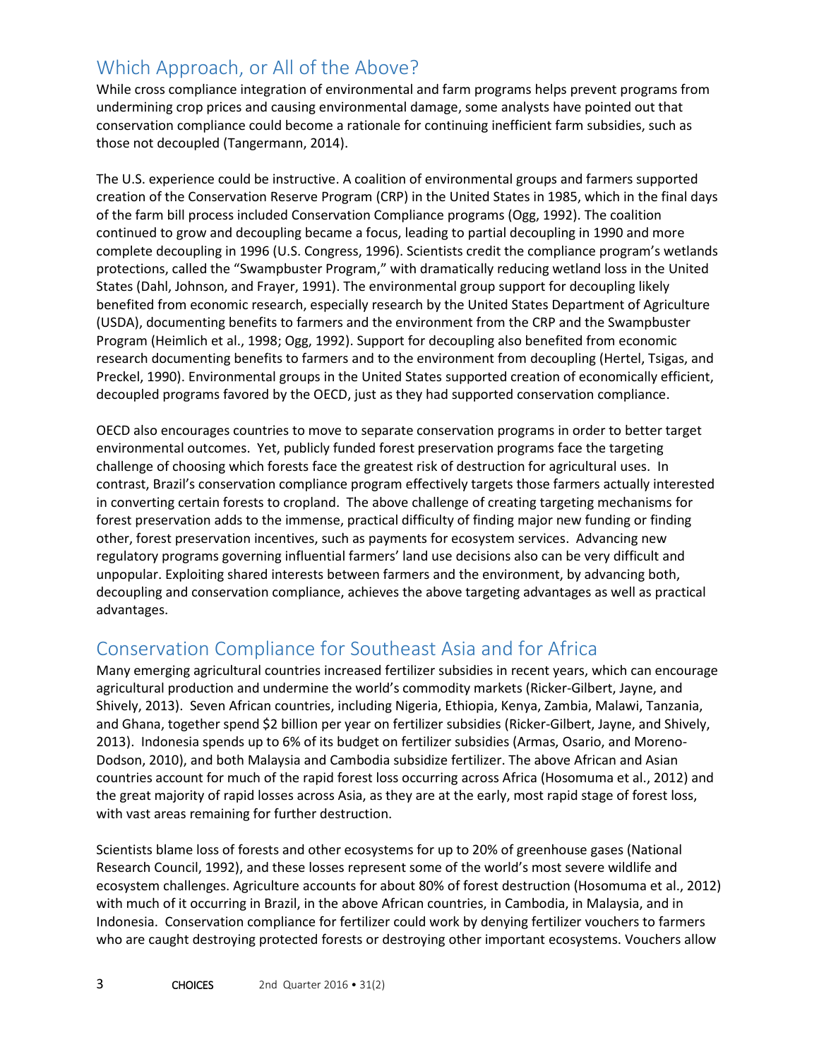## Which Approach, or All of the Above?

While cross compliance integration of environmental and farm programs helps prevent programs from undermining crop prices and causing environmental damage, some analysts have pointed out that conservation compliance could become a rationale for continuing inefficient farm subsidies, such as those not decoupled (Tangermann, 2014).

The U.S. experience could be instructive. A coalition of environmental groups and farmers supported creation of the Conservation Reserve Program (CRP) in the United States in 1985, which in the final days of the farm bill process included Conservation Compliance programs (Ogg, 1992). The coalition continued to grow and decoupling became a focus, leading to partial decoupling in 1990 and more complete decoupling in 1996 (U.S. Congress, 1996). Scientists credit the compliance program's wetlands protections, called the "Swampbuster Program," with dramatically reducing wetland loss in the United States (Dahl, Johnson, and Frayer, 1991). The environmental group support for decoupling likely benefited from economic research, especially research by the United States Department of Agriculture (USDA), documenting benefits to farmers and the environment from the CRP and the Swampbuster Program (Heimlich et al., 1998; Ogg, 1992). Support for decoupling also benefited from economic research documenting benefits to farmers and to the environment from decoupling (Hertel, Tsigas, and Preckel, 1990). Environmental groups in the United States supported creation of economically efficient, decoupled programs favored by the OECD, just as they had supported conservation compliance.

OECD also encourages countries to move to separate conservation programs in order to better target environmental outcomes. Yet, publicly funded forest preservation programs face the targeting challenge of choosing which forests face the greatest risk of destruction for agricultural uses. In contrast, Brazil's conservation compliance program effectively targets those farmers actually interested in converting certain forests to cropland. The above challenge of creating targeting mechanisms for forest preservation adds to the immense, practical difficulty of finding major new funding or finding other, forest preservation incentives, such as payments for ecosystem services. Advancing new regulatory programs governing influential farmers' land use decisions also can be very difficult and unpopular. Exploiting shared interests between farmers and the environment, by advancing both, decoupling and conservation compliance, achieves the above targeting advantages as well as practical advantages.

## Conservation Compliance for Southeast Asia and for Africa

Many emerging agricultural countries increased fertilizer subsidies in recent years, which can encourage agricultural production and undermine the world's commodity markets (Ricker-Gilbert, Jayne, and Shively, 2013). Seven African countries, including Nigeria, Ethiopia, Kenya, Zambia, Malawi, Tanzania, and Ghana, together spend $2 billion per year on fertilizer subsidies (Ricker-Gilbert, Jayne, and Shively, 2013). Indonesia spends up to 6% of its budget on fertilizer subsidies (Armas, Osario, and Moreno-Dodson, 2010), and both Malaysia and Cambodia subsidize fertilizer. The above African and Asian countries account for much of the rapid forest loss occurring across Africa (Hosomuma et al., 2012) and the great majority of rapid losses across Asia, as they are at the early, most rapid stage of forest loss, with vast areas remaining for further destruction.

Scientists blame loss of forests and other ecosystems for up to 20% of greenhouse gases (National Research Council, 1992), and these losses represent some of the world's most severe wildlife and ecosystem challenges. Agriculture accounts for about 80% of forest destruction (Hosomuma et al., 2012) with much of it occurring in Brazil, in the above African countries, in Cambodia, in Malaysia, and in Indonesia. Conservation compliance for fertilizer could work by denying fertilizer vouchers to farmers who are caught destroying protected forests or destroying other important ecosystems. Vouchers allow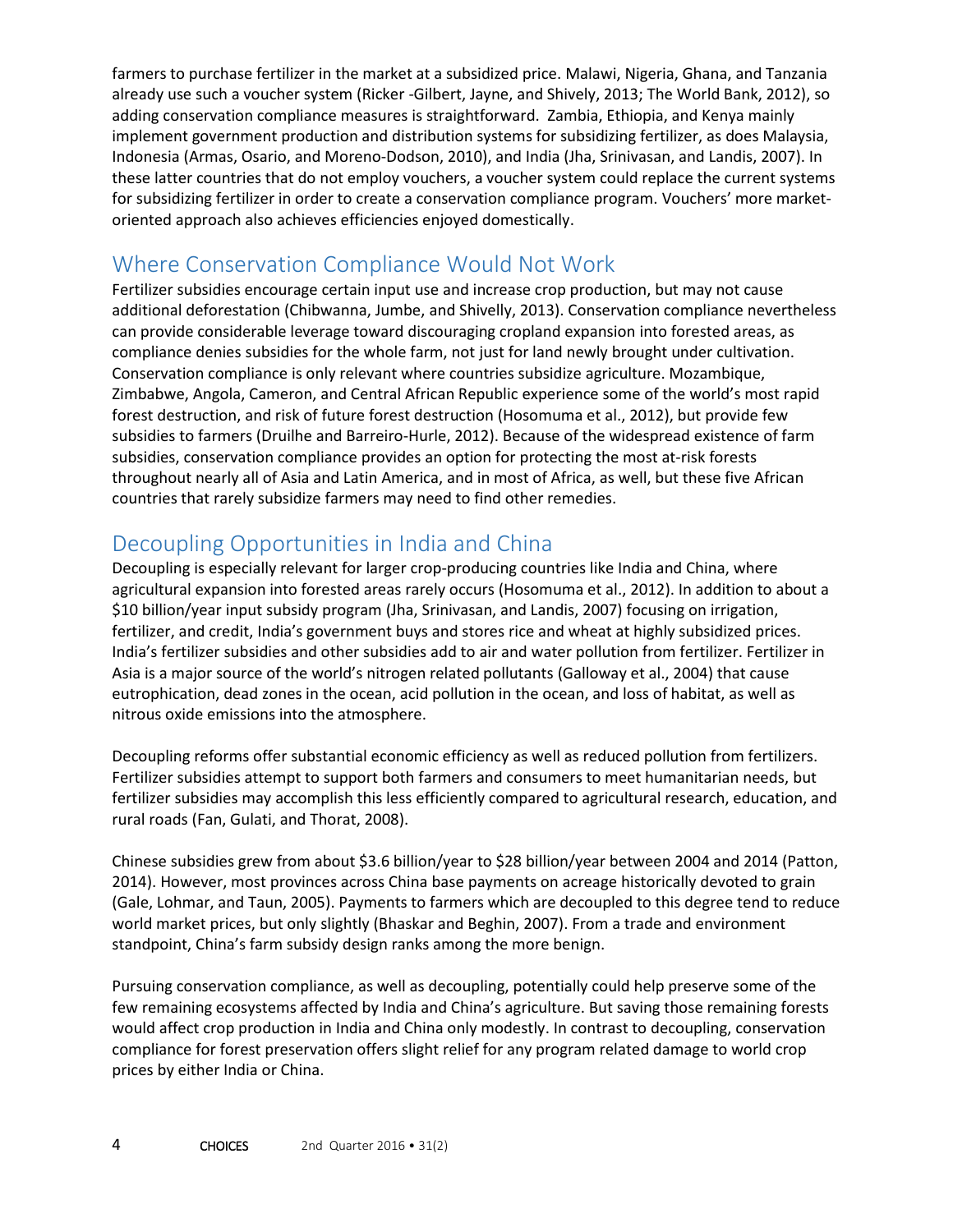farmers to purchase fertilizer in the market at a subsidized price. Malawi, Nigeria, Ghana, and Tanzania already use such a voucher system (Ricker -Gilbert, Jayne, and Shively, 2013; The World Bank, 2012), so adding conservation compliance measures is straightforward. Zambia, Ethiopia, and Kenya mainly implement government production and distribution systems for subsidizing fertilizer, as does Malaysia, Indonesia (Armas, Osario, and Moreno-Dodson, 2010), and India (Jha, Srinivasan, and Landis, 2007). In these latter countries that do not employ vouchers, a voucher system could replace the current systems for subsidizing fertilizer in order to create a conservation compliance program. Vouchers' more market-oriented approach also achieves efficiencies enjoyed domestically.

## Where Conservation Compliance Would Not Work

Fertilizer subsidies encourage certain input use and increase crop production, but may not cause additional deforestation (Chibwanna, Jumbe, and Shivelly, 2013). Conservation compliance nevertheless can provide considerable leverage toward discouraging cropland expansion into forested areas, as compliance denies subsidies for the whole farm, not just for land newly brought under cultivation. Conservation compliance is only relevant where countries subsidize agriculture. Mozambique, Zimbabwe, Angola, Cameron, and Central African Republic experience some of the world's most rapid forest destruction, and risk of future forest destruction (Hosomuma et al., 2012), but provide few subsidies to farmers (Druilhe and Barreiro-Hurle, 2012). Because of the widespread existence of farm subsidies, conservation compliance provides an option for protecting the most at-risk forests throughout nearly all of Asia and Latin America, and in most of Africa, as well, but these five African countries that rarely subsidize farmers may need to find other remedies.

## Decoupling Opportunities in India and China

Decoupling is especially relevant for larger crop-producing countries like India and China, where agricultural expansion into forested areas rarely occurs (Hosomuma et al., 2012). In addition to about a $10 billion/year input subsidy program (Jha, Srinivasan, and Landis, 2007) focusing on irrigation, fertilizer, and credit, India's government buys and stores rice and wheat at highly subsidized prices. India's fertilizer subsidies and other subsidies add to air and water pollution from fertilizer. Fertilizer in Asia is a major source of the world's nitrogen related pollutants (Galloway et al., 2004) that cause eutrophication, dead zones in the ocean, acid pollution in the ocean, and loss of habitat, as well as nitrous oxide emissions into the atmosphere.

Decoupling reforms offer substantial economic efficiency as well as reduced pollution from fertilizers. Fertilizer subsidies attempt to support both farmers and consumers to meet humanitarian needs, but fertilizer subsidies may accomplish this less efficiently compared to agricultural research, education, and rural roads (Fan, Gulati, and Thorat, 2008).

Chinese subsidies grew from about $3.6 billion/year to $28 billion/year between 2004 and 2014 (Patton, 2014). However, most provinces across China base payments on acreage historically devoted to grain (Gale, Lohmar, and Taun, 2005). Payments to farmers which are decoupled to this degree tend to reduce world market prices, but only slightly (Bhaskar and Beghin, 2007). From a trade and environment standpoint, China's farm subsidy design ranks among the more benign.

Pursuing conservation compliance, as well as decoupling, potentially could help preserve some of the few remaining ecosystems affected by India and China's agriculture. But saving those remaining forests would affect crop production in India and China only modestly. In contrast to decoupling, conservation compliance for forest preservation offers slight relief for any program related damage to world crop prices by either India or China.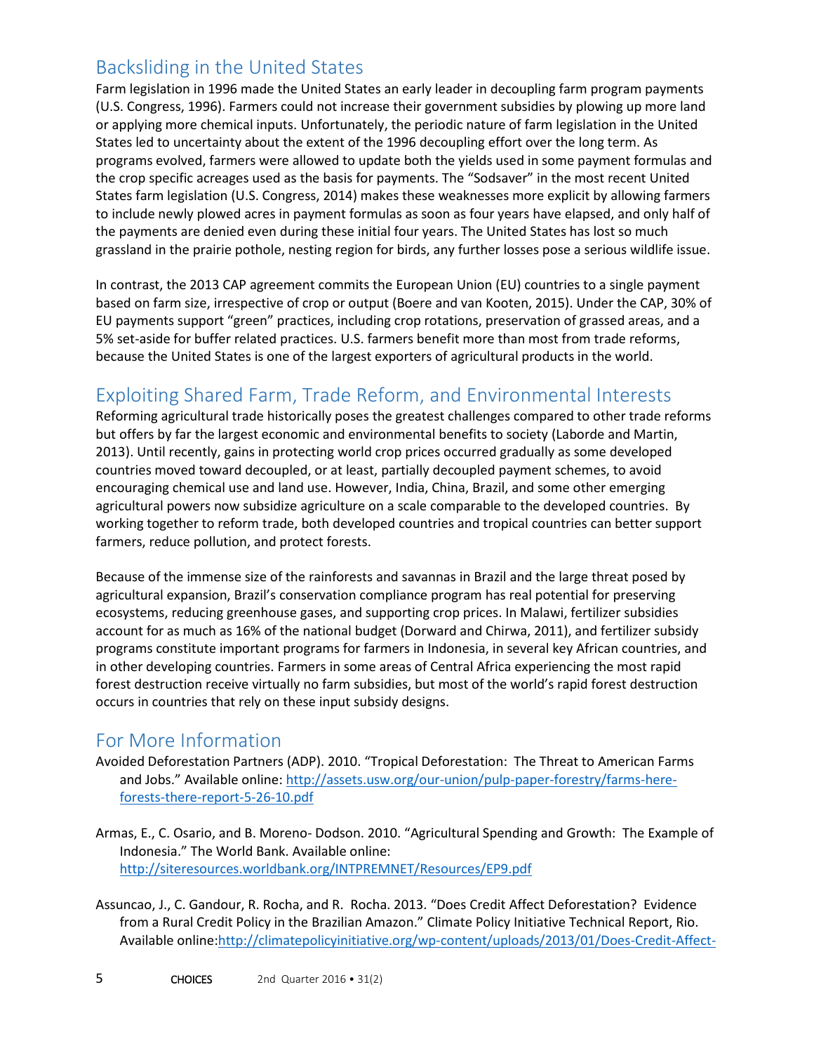## Backsliding in the United States

Farm legislation in 1996 made the United States an early leader in decoupling farm program payments (U.S. Congress, 1996). Farmers could not increase their government subsidies by plowing up more land or applying more chemical inputs. Unfortunately, the periodic nature of farm legislation in the United States led to uncertainty about the extent of the 1996 decoupling effort over the long term. As programs evolved, farmers were allowed to update both the yields used in some payment formulas and the crop specific acreages used as the basis for payments. The "Sodsaver" in the most recent United States farm legislation (U.S. Congress, 2014) makes these weaknesses more explicit by allowing farmers to include newly plowed acres in payment formulas as soon as four years have elapsed, and only half of the payments are denied even during these initial four years. The United States has lost so much grassland in the prairie pothole, nesting region for birds, any further losses pose a serious wildlife issue.

In contrast, the 2013 CAP agreement commits the European Union (EU) countries to a single payment based on farm size, irrespective of crop or output (Boere and van Kooten, 2015). Under the CAP, 30% of EU payments support "green" practices, including crop rotations, preservation of grassed areas, and a 5% set-aside for buffer related practices. U.S. farmers benefit more than most from trade reforms, because the United States is one of the largest exporters of agricultural products in the world.

## Exploiting Shared Farm, Trade Reform, and Environmental Interests

Reforming agricultural trade historically poses the greatest challenges compared to other trade reforms but offers by far the largest economic and environmental benefits to society (Laborde and Martin, 2013). Until recently, gains in protecting world crop prices occurred gradually as some developed countries moved toward decoupled, or at least, partially decoupled payment schemes, to avoid encouraging chemical use and land use. However, India, China, Brazil, and some other emerging agricultural powers now subsidize agriculture on a scale comparable to the developed countries. By working together to reform trade, both developed countries and tropical countries can better support farmers, reduce pollution, and protect forests.

Because of the immense size of the rainforests and savannas in Brazil and the large threat posed by agricultural expansion, Brazil's conservation compliance program has real potential for preserving ecosystems, reducing greenhouse gases, and supporting crop prices. In Malawi, fertilizer subsidies account for as much as 16% of the national budget (Dorward and Chirwa, 2011), and fertilizer subsidy programs constitute important programs for farmers in Indonesia, in several key African countries, and in other developing countries. Farmers in some areas of Central Africa experiencing the most rapid forest destruction receive virtually no farm subsidies, but most of the world's rapid forest destruction occurs in countries that rely on these input subsidy designs.

## For More Information

Avoided Deforestation Partners (ADP). 2010. "Tropical Deforestation: The Threat to American Farms and Jobs." Available online: http://assets.usw.org/our-union/pulp-paper-forestry/farms-here-forests-there-report-5-26-10.pdf

Armas, E., C. Osario, and B. Moreno- Dodson. 2010. "Agricultural Spending and Growth: The Example of Indonesia." The World Bank. Available online: http://siteresources.worldbank.org/INTPREMNET/Resources/EP9.pdf

Assuncao, J., C. Gandour, R. Rocha, and R. Rocha. 2013. "Does Credit Affect Deforestation? Evidence from a Rural Credit Policy in the Brazilian Amazon." Climate Policy Initiative Technical Report, Rio. Available online:http://climatepolicyinitiative.org/wp-content/uploads/2013/01/Does-Credit-Affect-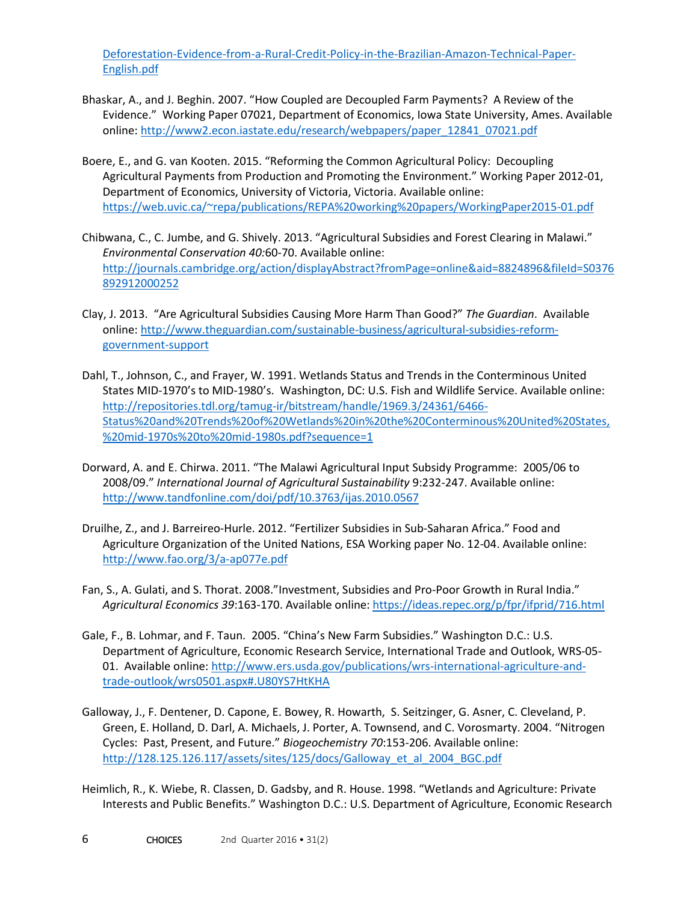Deforestation-Evidence-from-a-Rural-Credit-Policy-in-the-Brazilian-Amazon-Technical-Paper-English.pdf

Bhaskar, A., and J. Beghin. 2007. "How Coupled are Decoupled Farm Payments? A Review of the Evidence." Working Paper 07021, Department of Economics, Iowa State University, Ames. Available online: http://www2.econ.iastate.edu/research/webpapers/paper_12841_07021.pdf

Boere, E., and G. van Kooten. 2015. "Reforming the Common Agricultural Policy: Decoupling Agricultural Payments from Production and Promoting the Environment." Working Paper 2012-01, Department of Economics, University of Victoria, Victoria. Available online: https://web.uvic.ca/~repa/publications/REPA%20working%20papers/WorkingPaper2015-01.pdf

Chibwana, C., C. Jumbe, and G. Shively. 2013. "Agricultural Subsidies and Forest Clearing in Malawi." *Environmental Conservation 40:*60-70. Available online: http://journals.cambridge.org/action/displayAbstract?fromPage=online&aid=8824896&fileId=S0376892912000252

Clay, J. 2013. "Are Agricultural Subsidies Causing More Harm Than Good?" *The Guardian*. Available online: http://www.theguardian.com/sustainable-business/agricultural-subsidies-reform-government-support

Dahl, T., Johnson, C., and Frayer, W. 1991. Wetlands Status and Trends in the Conterminous United States MID-1970's to MID-1980's. Washington, DC: U.S. Fish and Wildlife Service. Available online: http://repositories.tdl.org/tamug-ir/bitstream/handle/1969.3/24361/6466-Status%20and%20Trends%20of%20Wetlands%20in%20the%20Conterminous%20United%20States,%20mid-1970s%20to%20mid-1980s.pdf?sequence=1

Dorward, A. and E. Chirwa. 2011. "The Malawi Agricultural Input Subsidy Programme: 2005/06 to 2008/09." *International Journal of Agricultural Sustainability* 9:232-247. Available online: http://www.tandfonline.com/doi/pdf/10.3763/ijas.2010.0567

Druilhe, Z., and J. Barreireo-Hurle. 2012. "Fertilizer Subsidies in Sub-Saharan Africa." Food and Agriculture Organization of the United Nations, ESA Working paper No. 12-04. Available online: http://www.fao.org/3/a-ap077e.pdf

Fan, S., A. Gulati, and S. Thorat. 2008."Investment, Subsidies and Pro-Poor Growth in Rural India." *Agricultural Economics 39*:163-170. Available online: https://ideas.repec.org/p/fpr/ifprid/716.html

Gale, F., B. Lohmar, and F. Taun. 2005. "China's New Farm Subsidies." Washington D.C.: U.S. Department of Agriculture, Economic Research Service, International Trade and Outlook, WRS-05-01. Available online: http://www.ers.usda.gov/publications/wrs-international-agriculture-and-trade-outlook/wrs0501.aspx#.U80YS7HtKHA

Galloway, J., F. Dentener, D. Capone, E. Bowey, R. Howarth, S. Seitzinger, G. Asner, C. Cleveland, P. Green, E. Holland, D. Darl, A. Michaels, J. Porter, A. Townsend, and C. Vorosmarty. 2004. "Nitrogen Cycles: Past, Present, and Future." *Biogeochemistry 70*:153-206. Available online: http://128.125.126.117/assets/sites/125/docs/Galloway_et_al_2004_BGC.pdf

Heimlich, R., K. Wiebe, R. Classen, D. Gadsby, and R. House. 1998. "Wetlands and Agriculture: Private Interests and Public Benefits." Washington D.C.: U.S. Department of Agriculture, Economic Research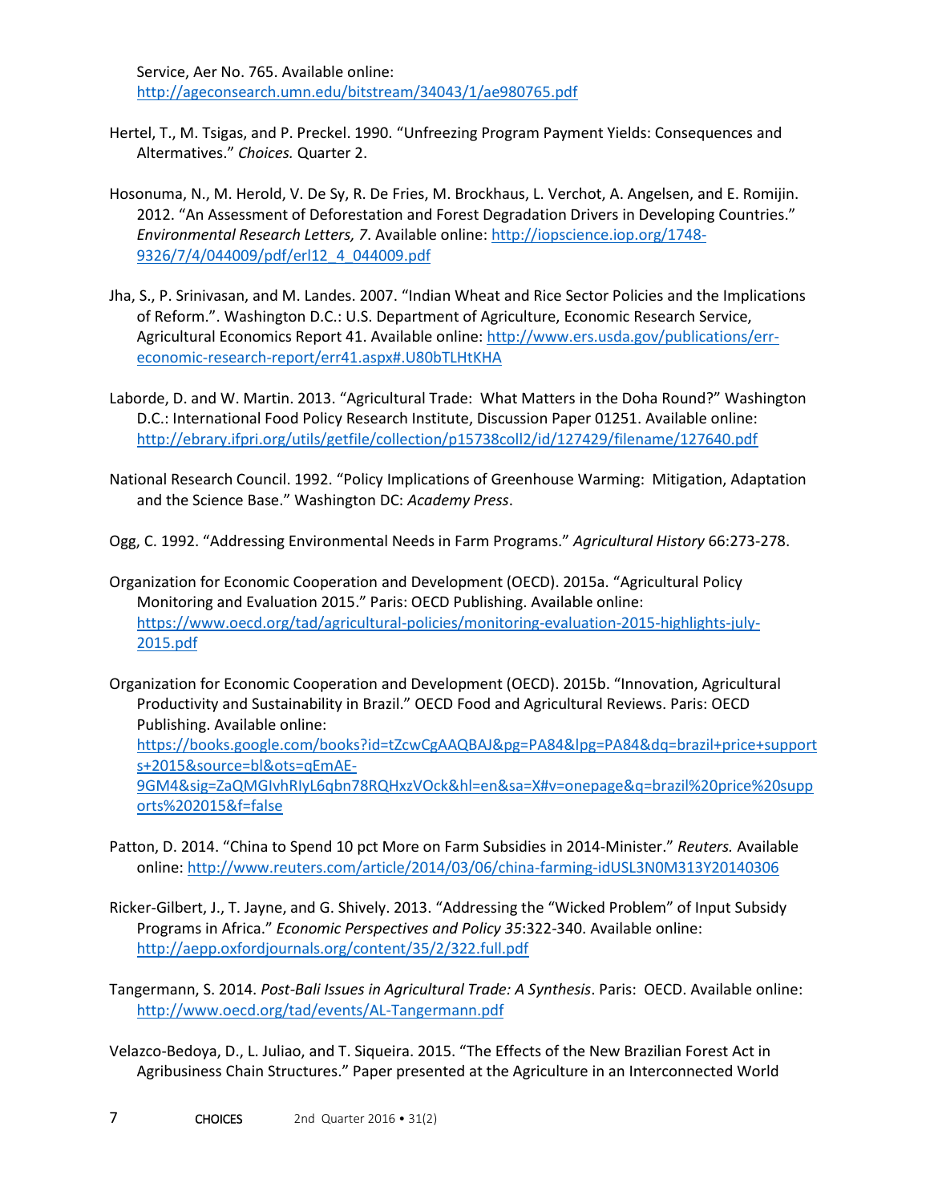Service, Aer No. 765. Available online: http://ageconsearch.umn.edu/bitstream/34043/1/ae980765.pdf

Hertel, T., M. Tsigas, and P. Preckel. 1990. "Unfreezing Program Payment Yields: Consequences and Altermatives." *Choices.* Quarter 2.

Hosonuma, N., M. Herold, V. De Sy, R. De Fries, M. Brockhaus, L. Verchot, A. Angelsen, and E. Romijin. 2012. "An Assessment of Deforestation and Forest Degradation Drivers in Developing Countries." *Environmental Research Letters, 7*. Available online: http://iopscience.iop.org/1748-9326/7/4/044009/pdf/erl12_4_044009.pdf

Jha, S., P. Srinivasan, and M. Landes. 2007. "Indian Wheat and Rice Sector Policies and the Implications of Reform.". Washington D.C.: U.S. Department of Agriculture, Economic Research Service, Agricultural Economics Report 41. Available online: http://www.ers.usda.gov/publications/err-economic-research-report/err41.aspx#.U80bTLHtKHA

Laborde, D. and W. Martin. 2013. "Agricultural Trade: What Matters in the Doha Round?" Washington D.C.: International Food Policy Research Institute, Discussion Paper 01251. Available online: http://ebrary.ifpri.org/utils/getfile/collection/p15738coll2/id/127429/filename/127640.pdf

National Research Council. 1992. "Policy Implications of Greenhouse Warming: Mitigation, Adaptation and the Science Base." Washington DC: *Academy Press*.

Ogg, C. 1992. "Addressing Environmental Needs in Farm Programs." *Agricultural History* 66:273-278.

Organization for Economic Cooperation and Development (OECD). 2015a. "Agricultural Policy Monitoring and Evaluation 2015." Paris: OECD Publishing. Available online: https://www.oecd.org/tad/agricultural-policies/monitoring-evaluation-2015-highlights-july-2015.pdf

Organization for Economic Cooperation and Development (OECD). 2015b. "Innovation, Agricultural Productivity and Sustainability in Brazil." OECD Food and Agricultural Reviews. Paris: OECD Publishing. Available online: https://books.google.com/books?id=tZcwCgAAQBAJ&pg=PA84&lpg=PA84&dq=brazil+price+supports+2015&source=bl&ots=qEmAE-9GM4&sig=ZaQMGIvhRIyL6qbn78RQHxzVOck&hl=en&sa=X#v=onepage&q=brazil%20price%20supports%202015&f=false

Patton, D. 2014. "China to Spend 10 pct More on Farm Subsidies in 2014-Minister." *Reuters.* Available online: http://www.reuters.com/article/2014/03/06/china-farming-idUSL3N0M313Y20140306

Ricker-Gilbert, J., T. Jayne, and G. Shively. 2013. "Addressing the "Wicked Problem" of Input Subsidy Programs in Africa." *Economic Perspectives and Policy 35*:322-340. Available online: http://aepp.oxfordjournals.org/content/35/2/322.full.pdf

Tangermann, S. 2014. *Post-Bali Issues in Agricultural Trade: A Synthesis*. Paris: OECD. Available online: http://www.oecd.org/tad/events/AL-Tangermann.pdf

Velazco-Bedoya, D., L. Juliao, and T. Siqueira. 2015. "The Effects of the New Brazilian Forest Act in Agribusiness Chain Structures." Paper presented at the Agriculture in an Interconnected World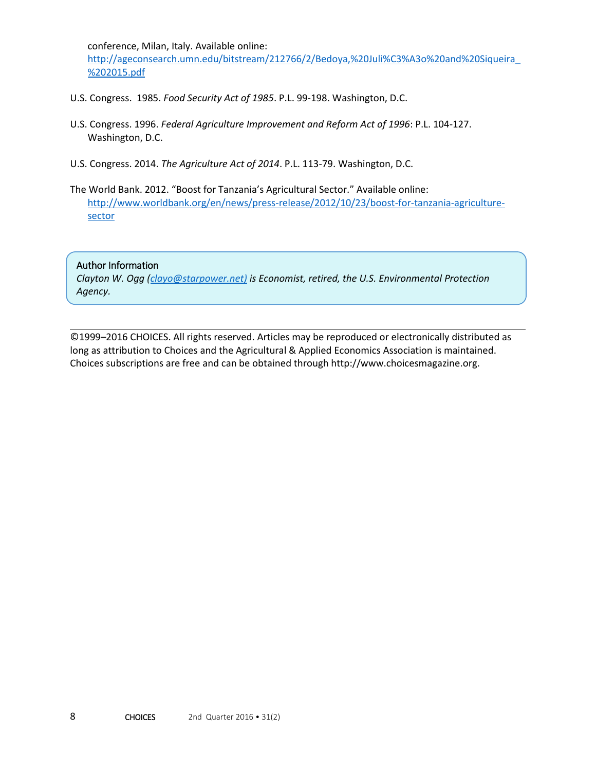conference, Milan, Italy. Available online: http://ageconsearch.umn.edu/bitstream/212766/2/Bedoya,%20Juli%C3%A3o%20and%20Siqueira_%202015.pdf

U.S. Congress. 1985. *Food Security Act of 1985*. P.L. 99-198. Washington, D.C.

U.S. Congress. 1996. *Federal Agriculture Improvement and Reform Act of 1996*: P.L. 104-127. Washington, D.C.

U.S. Congress. 2014. *The Agriculture Act of 2014*. P.L. 113-79. Washington, D.C.

The World Bank. 2012. "Boost for Tanzania's Agricultural Sector." Available online: http://www.worldbank.org/en/news/press-release/2012/10/23/boost-for-tanzania-agriculture-sector

Author Information

*Clayton W. Ogg (clayo@starpower.net) is Economist, retired, the U.S. Environmental Protection Agency.*

---

©1999–2016 CHOICES. All rights reserved. Articles may be reproduced or electronically distributed as long as attribution to Choices and the Agricultural & Applied Economics Association is maintained. Choices subscriptions are free and can be obtained through http://www.choicesmagazine.org.